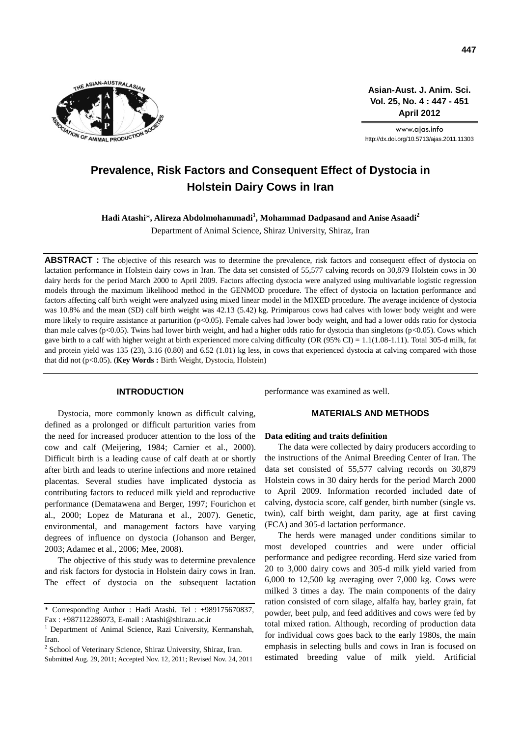# Prevalence, Risk Factors and Consequent Effect of Dystocia in Holstein Dairy Cows in Iran

**Hadi Atashi***, **Alireza Abdolmohammadi**[1], **Mohammad Dadpasand and Anise Asaadi**[2]

Department of Animal Science, Shiraz University, Shiraz, Iran

**ABSTRACT :** The objective of this research was to determine the prevalence, risk factors and consequent effect of dystocia on lactation performance in Holstein dairy cows in Iran. The data set consisted of 55,577 calving records on 30,879 Holstein cows in 30 dairy herds for the period March 2000 to April 2009. Factors affecting dystocia were analyzed using multivariable logistic regression models through the maximum likelihood method in the GENMOD procedure. The effect of dystocia on lactation performance and factors affecting calf birth weight were analyzed using mixed linear model in the MIXED procedure. The average incidence of dystocia was 10.8% and the mean (SD) calf birth weight was 42.13 (5.42) kg. Primiparous cows had calves with lower body weight and were more likely to require assistance at parturition ($p<0.05$). Female calves had lower body weight, and had a lower odds ratio for dystocia than male calves ($p<0.05$). Twins had lower birth weight, and had a higher odds ratio for dystocia than singletons ($p<0.05$). Cows which gave birth to a calf with higher weight at birth experienced more calving difficulty (OR (95% CI) = 1.1(1.08-1.11). Total 305-d milk, fat and protein yield was 135 (23), 3.16 (0.80) and 6.52 (1.01) kg less, in cows that experienced dystocia at calving compared with those that did not ($p<0.05$). (**Key Words :** Birth Weight, Dystocia, Holstein)

## INTRODUCTION

Dystocia, more commonly known as difficult calving, defined as a prolonged or difficult parturition varies from the need for increased producer attention to the loss of the cow and calf (Meijering, 1984; Carnier et al., 2000). Difficult birth is a leading cause of calf death at or shortly after birth and leads to uterine infections and more retained placentas. Several studies have implicated dystocia as contributing factors to reduced milk yield and reproductive performance (Dematawena and Berger, 1997; Fourichon et al., 2000; Lopez de Maturana et al., 2007). Genetic, environmental, and management factors have varying degrees of influence on dystocia (Johanson and Berger, 2003; Adamec et al., 2006; Mee, 2008).

The objective of this study was to determine prevalence and risk factors for dystocia in Holstein dairy cows in Iran. The effect of dystocia on the subsequent lactation performance was examined as well.

## MATERIALS AND METHODS

### Data editing and traits definition

The data were collected by dairy producers according to the instructions of the Animal Breeding Center of Iran. The data set consisted of 55,577 calving records on 30,879 Holstein cows in 30 dairy herds for the period March 2000 to April 2009. Information recorded included date of calving, dystocia score, calf gender, birth number (single vs. twin), calf birth weight, dam parity, age at first caving (FCA) and 305-d lactation performance.

The herds were managed under conditions similar to most developed countries and were under official performance and pedigree recording. Herd size varied from 20 to 3,000 dairy cows and 305-d milk yield varied from 6,000 to 12,500 kg averaging over 7,000 kg. Cows were milked 3 times a day. The main components of the dairy ration consisted of corn silage, alfalfa hay, barley grain, fat powder, beet pulp, and feed additives and cows were fed by total mixed ration. Although, recording of production data for individual cows goes back to the early 1980s, the main emphasis in selecting bulls and cows in Iran is focused on estimated breeding value of milk yield. Artificial

---

\* Corresponding Author : Hadi Atashi. Tel : +989175670837, Fax : +987112286073, E-mail : Atashi@shirazu.ac.ir

[1] Department of Animal Science, Razi University, Kermanshah, Iran.

[2] School of Veterinary Science, Shiraz University, Shiraz, Iran.

Submitted Aug. 29, 2011; Accepted Nov. 12, 2011; Revised Nov. 24, 2011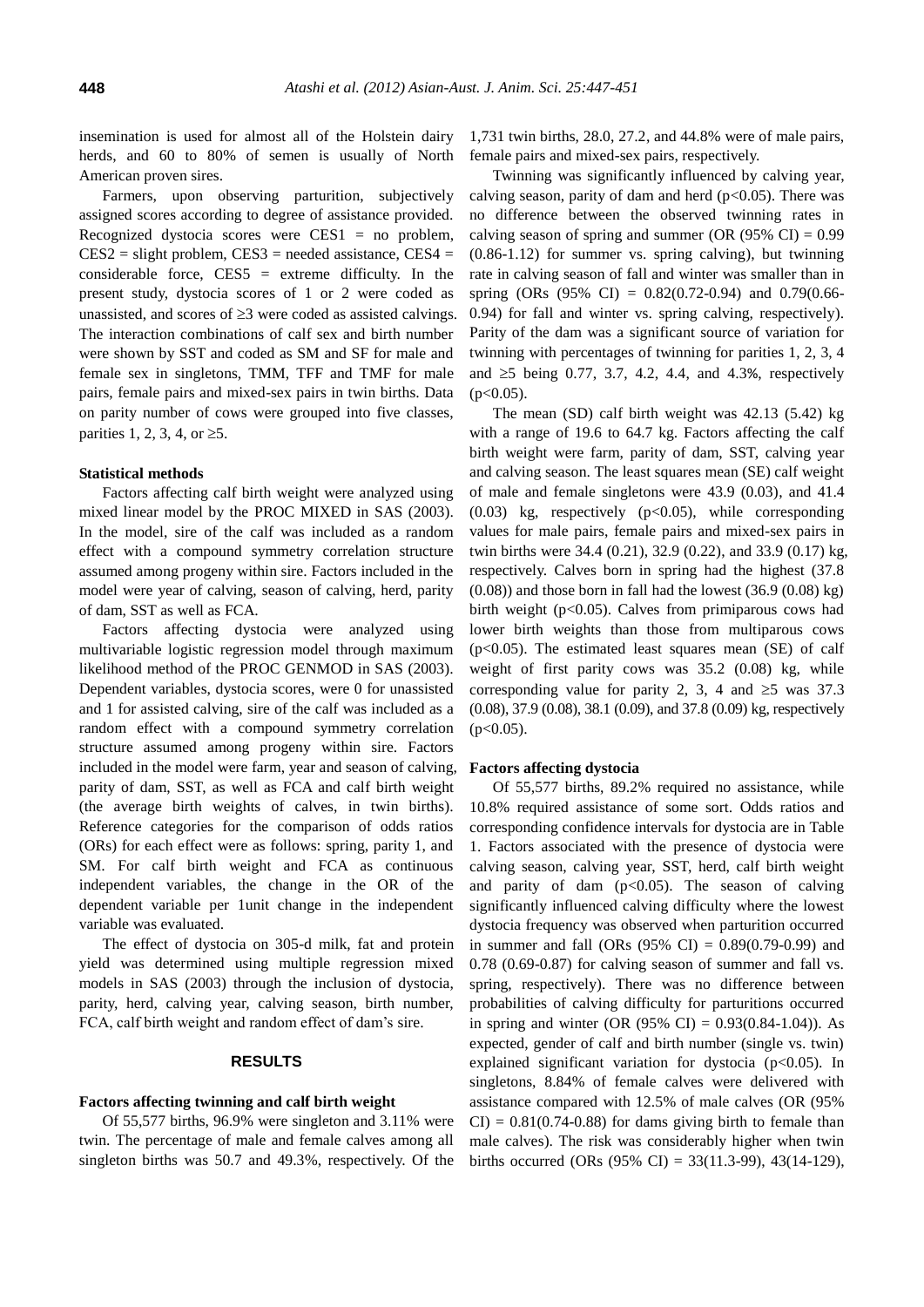insemination is used for almost all of the Holstein dairy herds, and 60 to 80% of semen is usually of North American proven sires.

Farmers, upon observing parturition, subjectively assigned scores according to degree of assistance provided. Recognized dystocia scores were CES1 = no problem, CES2 = slight problem, CES3 = needed assistance, CES4 = considerable force, CES5 = extreme difficulty. In the present study, dystocia scores of 1 or 2 were coded as unassisted, and scores of ≥3 were coded as assisted calvings. The interaction combinations of calf sex and birth number were shown by SST and coded as SM and SF for male and female sex in singletons, TMM, TFF and TMF for male pairs, female pairs and mixed-sex pairs in twin births. Data on parity number of cows were grouped into five classes, parities 1, 2, 3, 4, or ≥5.

### Statistical methods

Factors affecting calf birth weight were analyzed using mixed linear model by the PROC MIXED in SAS (2003). In the model, sire of the calf was included as a random effect with a compound symmetry correlation structure assumed among progeny within sire. Factors included in the model were year of calving, season of calving, herd, parity of dam, SST as well as FCA.

Factors affecting dystocia were analyzed using multivariable logistic regression model through maximum likelihood method of the PROC GENMOD in SAS (2003). Dependent variables, dystocia scores, were 0 for unassisted and 1 for assisted calving, sire of the calf was included as a random effect with a compound symmetry correlation structure assumed among progeny within sire. Factors included in the model were farm, year and season of calving, parity of dam, SST, as well as FCA and calf birth weight (the average birth weights of calves, in twin births). Reference categories for the comparison of odds ratios (ORs) for each effect were as follows: spring, parity 1, and SM. For calf birth weight and FCA as continuous independent variables, the change in the OR of the dependent variable per 1unit change in the independent variable was evaluated.

The effect of dystocia on 305-d milk, fat and protein yield was determined using multiple regression mixed models in SAS (2003) through the inclusion of dystocia, parity, herd, calving year, calving season, birth number, FCA, calf birth weight and random effect of dam's sire.

## RESULTS

### Factors affecting twinning and calf birth weight

Of 55,577 births, 96.9% were singleton and 3.11% were twin. The percentage of male and female calves among all singleton births was 50.7 and 49.3%, respectively. Of the 1,731 twin births, 28.0, 27.2, and 44.8% were of male pairs, female pairs and mixed-sex pairs, respectively.

Twinning was significantly influenced by calving year, calving season, parity of dam and herd ($p<0.05$). There was no difference between the observed twinning rates in calving season of spring and summer (OR (95% CI) = 0.99 (0.86-1.12) for summer vs. spring calving), but twinning rate in calving season of fall and winter was smaller than in spring (ORs (95% CI) = 0.82(0.72-0.94) and 0.79(0.66-0.94) for fall and winter vs. spring calving, respectively). Parity of the dam was a significant source of variation for twinning with percentages of twinning for parities 1, 2, 3, 4 and ≥5 being 0.77, 3.7, 4.2, 4.4, and 4.3%, respectively ($p<0.05$).

The mean (SD) calf birth weight was 42.13 (5.42) kg with a range of 19.6 to 64.7 kg. Factors affecting the calf birth weight were farm, parity of dam, SST, calving year and calving season. The least squares mean (SE) calf weight of male and female singletons were 43.9 (0.03), and 41.4 (0.03) kg, respectively ($p<0.05$), while corresponding values for male pairs, female pairs and mixed-sex pairs in twin births were 34.4 (0.21), 32.9 (0.22), and 33.9 (0.17) kg, respectively. Calves born in spring had the highest (37.8 (0.08)) and those born in fall had the lowest (36.9 (0.08) kg) birth weight ($p<0.05$). Calves from primiparous cows had lower birth weights than those from multiparous cows ($p<0.05$). The estimated least squares mean (SE) of calf weight of first parity cows was 35.2 (0.08) kg, while corresponding value for parity 2, 3, 4 and ≥5 was 37.3 (0.08), 37.9 (0.08), 38.1 (0.09), and 37.8 (0.09) kg, respectively ($p<0.05$).

### Factors affecting dystocia

Of 55,577 births, 89.2% required no assistance, while 10.8% required assistance of some sort. Odds ratios and corresponding confidence intervals for dystocia are in Table 1. Factors associated with the presence of dystocia were calving season, calving year, SST, herd, calf birth weight and parity of dam ($p<0.05$). The season of calving significantly influenced calving difficulty where the lowest dystocia frequency was observed when parturition occurred in summer and fall (ORs (95% CI) = 0.89(0.79-0.99) and 0.78 (0.69-0.87) for calving season of summer and fall vs. spring, respectively). There was no difference between probabilities of calving difficulty for parturitions occurred in spring and winter (OR (95% CI) = 0.93(0.84-1.04)). As expected, gender of calf and birth number (single vs. twin) explained significant variation for dystocia ($p<0.05$). In singletons, 8.84% of female calves were delivered with assistance compared with 12.5% of male calves (OR (95% CI) = 0.81(0.74-0.88) for dams giving birth to female than male calves). The risk was considerably higher when twin births occurred (ORs (95% CI) = 33(11.3-99), 43(14-129),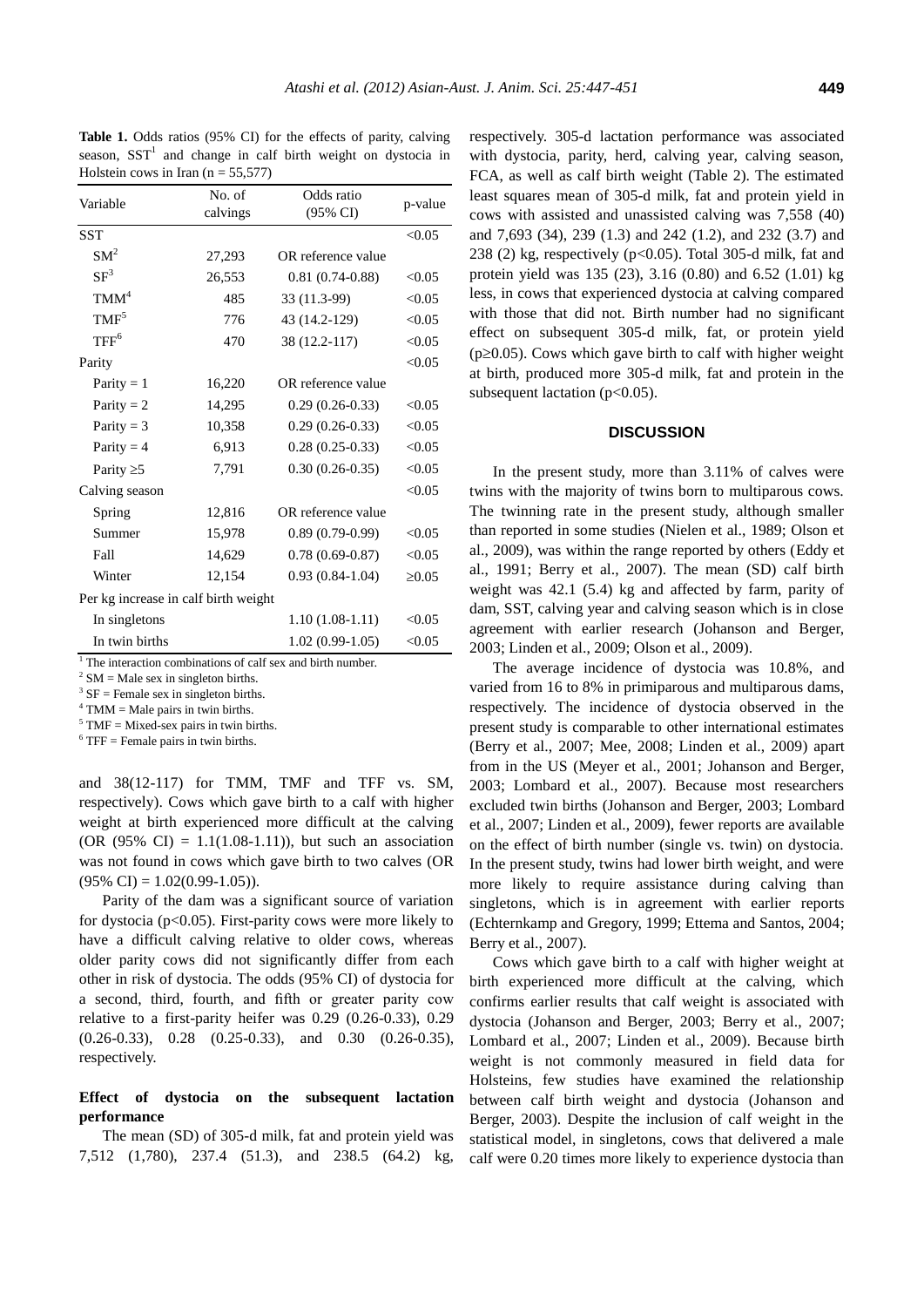**Table 1.** Odds ratios (95% CI) for the effects of parity, calving season, SST[1] and change in calf birth weight on dystocia in Holstein cows in Iran (n = 55,577)

| Variable | No. of calvings | Odds ratio (95% CI) | p-value |
|---|---|---|---|
| SST | | | <0.05 |
| SM[2] | 27,293 | OR reference value | |
| SF[3] | 26,553 | 0.81 (0.74-0.88) | <0.05 |
| TMM[4] | 485 | 33 (11.3-99) | <0.05 |
| TMF[5] | 776 | 43 (14.2-129) | <0.05 |
| TFF[6] | 470 | 38 (12.2-117) | <0.05 |
| Parity | | | <0.05 |
| Parity = 1 | 16,220 | OR reference value | |
| Parity = 2 | 14,295 | 0.29 (0.26-0.33) | <0.05 |
| Parity = 3 | 10,358 | 0.29 (0.26-0.33) | <0.05 |
| Parity = 4 | 6,913 | 0.28 (0.25-0.33) | <0.05 |
| Parity ≥5 | 7,791 | 0.30 (0.26-0.35) | <0.05 |
| Calving season | | | <0.05 |
| Spring | 12,816 | OR reference value | |
| Summer | 15,978 | 0.89 (0.79-0.99) | <0.05 |
| Fall | 14,629 | 0.78 (0.69-0.87) | <0.05 |
| Winter | 12,154 | 0.93 (0.84-1.04) | ≥0.05 |
| Per kg increase in calf birth weight | | | |
| In singletons | | 1.10 (1.08-1.11) | <0.05 |
| In twin births | | 1.02 (0.99-1.05) | <0.05 |

[1] The interaction combinations of calf sex and birth number.
[2] SM = Male sex in singleton births.
[3] SF = Female sex in singleton births.
[4] TMM = Male pairs in twin births.
[5] TMF = Mixed-sex pairs in twin births.
[6] TFF = Female pairs in twin births.

and 38(12-117) for TMM, TMF and TFF vs. SM, respectively). Cows which gave birth to a calf with higher weight at birth experienced more difficult at the calving (OR (95% CI) = 1.1(1.08-1.11)), but such an association was not found in cows which gave birth to two calves (OR (95% CI) = 1.02(0.99-1.05)).

Parity of the dam was a significant source of variation for dystocia ($p<0.05$). First-parity cows were more likely to have a difficult calving relative to older cows, whereas older parity cows did not significantly differ from each other in risk of dystocia. The odds (95% CI) of dystocia for a second, third, fourth, and fifth or greater parity cow relative to a first-parity heifer was 0.29 (0.26-0.33), 0.29 (0.26-0.33), 0.28 (0.25-0.33), and 0.30 (0.26-0.35), respectively.

### Effect of dystocia on the subsequent lactation performance

The mean (SD) of 305-d milk, fat and protein yield was 7,512 (1,780), 237.4 (51.3), and 238.5 (64.2) kg, respectively. 305-d lactation performance was associated with dystocia, parity, herd, calving year, calving season, FCA, as well as calf birth weight (Table 2). The estimated least squares mean of 305-d milk, fat and protein yield in cows with assisted and unassisted calving was 7,558 (40) and 7,693 (34), 239 (1.3) and 242 (1.2), and 232 (3.7) and 238 (2) kg, respectively ($p<0.05$). Total 305-d milk, fat and protein yield was 135 (23), 3.16 (0.80) and 6.52 (1.01) kg less, in cows that experienced dystocia at calving compared with those that did not. Birth number had no significant effect on subsequent 305-d milk, fat, or protein yield ($p\geq0.05$). Cows which gave birth to calf with higher weight at birth, produced more 305-d milk, fat and protein in the subsequent lactation ($p<0.05$).

## DISCUSSION

In the present study, more than 3.11% of calves were twins with the majority of twins born to multiparous cows. The twinning rate in the present study, although smaller than reported in some studies (Nielen et al., 1989; Olson et al., 2009), was within the range reported by others (Eddy et al., 1991; Berry et al., 2007). The mean (SD) calf birth weight was 42.1 (5.4) kg and affected by farm, parity of dam, SST, calving year and calving season which is in close agreement with earlier research (Johanson and Berger, 2003; Linden et al., 2009; Olson et al., 2009).

The average incidence of dystocia was 10.8%, and varied from 16 to 8% in primiparous and multiparous dams, respectively. The incidence of dystocia observed in the present study is comparable to other international estimates (Berry et al., 2007; Mee, 2008; Linden et al., 2009) apart from in the US (Meyer et al., 2001; Johanson and Berger, 2003; Lombard et al., 2007). Because most researchers excluded twin births (Johanson and Berger, 2003; Lombard et al., 2007; Linden et al., 2009), fewer reports are available on the effect of birth number (single vs. twin) on dystocia. In the present study, twins had lower birth weight, and were more likely to require assistance during calving than singletons, which is in agreement with earlier reports (Echternkamp and Gregory, 1999; Ettema and Santos, 2004; Berry et al., 2007).

Cows which gave birth to a calf with higher weight at birth experienced more difficult at the calving, which confirms earlier results that calf weight is associated with dystocia (Johanson and Berger, 2003; Berry et al., 2007; Lombard et al., 2007; Linden et al., 2009). Because birth weight is not commonly measured in field data for Holsteins, few studies have examined the relationship between calf birth weight and dystocia (Johanson and Berger, 2003). Despite the inclusion of calf weight in the statistical model, in singletons, cows that delivered a male calf were 0.20 times more likely to experience dystocia than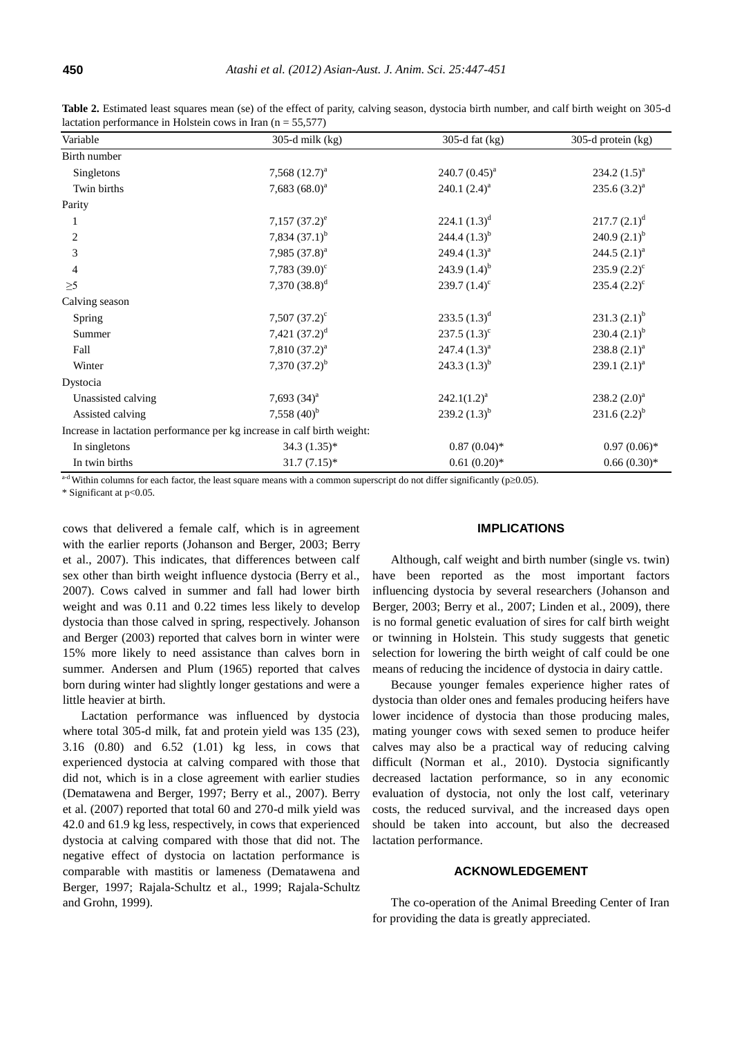**Table 2.** Estimated least squares mean (se) of the effect of parity, calving season, dystocia birth number, and calf birth weight on 305-d lactation performance in Holstein cows in Iran (n = 55,577)

| Variable | 305-d milk (kg) | 305-d fat (kg) | 305-d protein (kg) |
|---|---|---|---|
| Birth number | | | |
| Singletons | 7,568 (12.7)[a] | 240.7 (0.45)[a] | 234.2 (1.5)[a] |
| Twin births | 7,683 (68.0)[a] | 240.1 (2.4)[a] | 235.6 (3.2)[a] |
| Parity | | | |
| 1 | 7,157 (37.2)[e] | 224.1 (1.3)[d] | 217.7 (2.1)[d] |
| 2 | 7,834 (37.1)[b] | 244.4 (1.3)[b] | 240.9 (2.1)[b] |
| 3 | 7,985 (37.8)[a] | 249.4 (1.3)[a] | 244.5 (2.1)[a] |
| 4 | 7,783 (39.0)[c] | 243.9 (1.4)[b] | 235.9 (2.2)[c] |
| ≥5 | 7,370 (38.8)[d] | 239.7 (1.4)[c] | 235.4 (2.2)[c] |
| Calving season | | | |
| Spring | 7,507 (37.2)[c] | 233.5 (1.3)[d] | 231.3 (2.1)[b] |
| Summer | 7,421 (37.2)[d] | 237.5 (1.3)[c] | 230.4 (2.1)[b] |
| Fall | 7,810 (37.2)[a] | 247.4 (1.3)[a] | 238.8 (2.1)[a] |
| Winter | 7,370 (37.2)[b] | 243.3 (1.3)[b] | 239.1 (2.1)[a] |
| Dystocia | | | |
| Unassisted calving | 7,693 (34)[a] | 242.1(1.2)[a] | 238.2 (2.0)[a] |
| Assisted calving | 7,558 (40)[b] | 239.2 (1.3)[b] | 231.6 (2.2)[b] |
| Increase in lactation performance per kg increase in calf birth weight: | | | |
| In singletons | 34.3 (1.35)* | 0.87 (0.04)* | 0.97 (0.06)* |
| In twin births | 31.7 (7.15)* | 0.61 (0.20)* | 0.66 (0.30)* |

[a-d] Within columns for each factor, the least square means with a common superscript do not differ significantly ($p \geq 0.05$).

* Significant at $p<0.05$.

cows that delivered a female calf, which is in agreement with the earlier reports (Johanson and Berger, 2003; Berry et al., 2007). This indicates, that differences between calf sex other than birth weight influence dystocia (Berry et al., 2007). Cows calved in summer and fall had lower birth weight and was 0.11 and 0.22 times less likely to develop dystocia than those calved in spring, respectively. Johanson and Berger (2003) reported that calves born in winter were 15% more likely to need assistance than calves born in summer. Andersen and Plum (1965) reported that calves born during winter had slightly longer gestations and were a little heavier at birth.

Lactation performance was influenced by dystocia where total 305-d milk, fat and protein yield was 135 (23), 3.16 (0.80) and 6.52 (1.01) kg less, in cows that experienced dystocia at calving compared with those that did not, which is in a close agreement with earlier studies (Dematawena and Berger, 1997; Berry et al., 2007). Berry et al. (2007) reported that total 60 and 270-d milk yield was 42.0 and 61.9 kg less, respectively, in cows that experienced dystocia at calving compared with those that did not. The negative effect of dystocia on lactation performance is comparable with mastitis or lameness (Dematawena and Berger, 1997; Rajala-Schultz et al., 1999; Rajala-Schultz and Grohn, 1999).

## IMPLICATIONS

Although, calf weight and birth number (single vs. twin) have been reported as the most important factors influencing dystocia by several researchers (Johanson and Berger, 2003; Berry et al., 2007; Linden et al., 2009), there is no formal genetic evaluation of sires for calf birth weight or twinning in Holstein. This study suggests that genetic selection for lowering the birth weight of calf could be one means of reducing the incidence of dystocia in dairy cattle.

Because younger females experience higher rates of dystocia than older ones and females producing heifers have lower incidence of dystocia than those producing males, mating younger cows with sexed semen to produce heifer calves may also be a practical way of reducing calving difficult (Norman et al., 2010). Dystocia significantly decreased lactation performance, so in any economic evaluation of dystocia, not only the lost calf, veterinary costs, the reduced survival, and the increased days open should be taken into account, but also the decreased lactation performance.

## ACKNOWLEDGEMENT

The co-operation of the Animal Breeding Center of Iran for providing the data is greatly appreciated.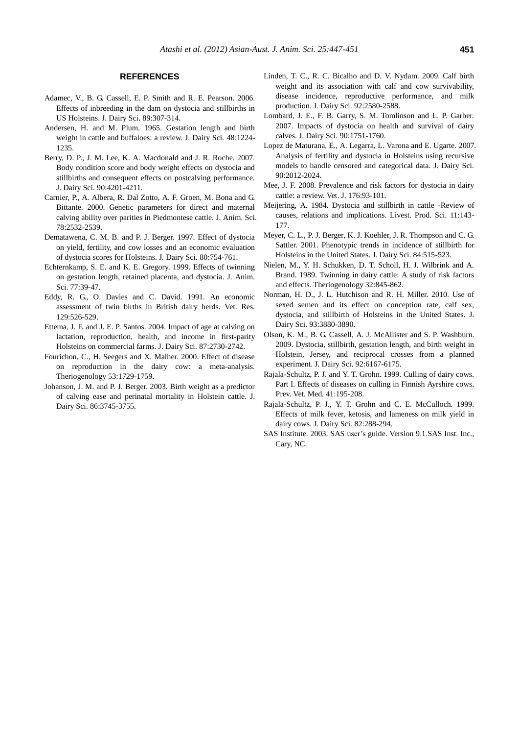## REFERENCES

Adamec, V., B. G. Cassell, E. P. Smith and R. E. Pearson. 2006. Effects of inbreeding in the dam on dystocia and stillbirths in US Holsteins. J. Dairy Sci. 89:307-314.

Andersen, H. and M. Plum. 1965. Gestation length and birth weight in cattle and buffaloes: a review. J. Dairy Sci. 48:1224-1235.

Berry, D. P., J. M. Lee, K. A. Macdonald and J. R. Roche. 2007. Body condition score and body weight effects on dystocia and stillbirths and consequent effects on postcalving performance. J. Dairy Sci. 90:4201-4211.

Carnier, P., A. Albera, R. Dal Zotto, A. F. Groen, M. Bona and G. Bittante. 2000. Genetic parameters for direct and maternal calving ability over parities in Piedmontese cattle. J. Anim. Sci. 78:2532-2539.

Dematawena, C. M. B. and P. J. Berger. 1997. Effect of dystocia on yield, fertility, and cow losses and an economic evaluation of dystocia scores for Holsteins. J. Dairy Sci. 80:754-761.

Echternkamp, S. E. and K. E. Gregory. 1999. Effects of twinning on gestation length, retained placenta, and dystocia. J. Anim. Sci. 77:39-47.

Eddy, R. G., O. Davies and C. David. 1991. An economic assessment of twin births in British dairy herds. Vet. Res. 129:526-529.

Ettema, J. F. and J. E. P. Santos. 2004. Impact of age at calving on lactation, reproduction, health, and income in first-parity Holsteins on commercial farms. J. Dairy Sci. 87:2730-2742.

Fourichon, C., H. Seegers and X. Malher. 2000. Effect of disease on reproduction in the dairy cow: a meta-analysis. Theriogenology 53:1729-1759.

Johanson, J. M. and P. J. Berger. 2003. Birth weight as a predictor of calving ease and perinatal mortality in Holstein cattle. J. Dairy Sci. 86:3745-3755.

Linden, T. C., R. C. Bicalho and D. V. Nydam. 2009. Calf birth weight and its association with calf and cow survivability, disease incidence, reproductive performance, and milk production. J. Dairy Sci. 92:2580-2588.

Lombard, J. E., F. B. Garry, S. M. Tomlinson and L. P. Garber. 2007. Impacts of dystocia on health and survival of dairy calves. J. Dairy Sci. 90:1751-1760.

Lopez de Maturana, E., A. Legarra, L. Varona and E. Ugarte. 2007. Analysis of fertility and dystocia in Holsteins using recursive models to handle censored and categorical data. J. Dairy Sci. 90:2012-2024.

Mee, J. F. 2008. Prevalence and risk factors for dystocia in dairy cattle: a review. Vet. J. 176:93-101.

Meijering, A. 1984. Dystocia and stillbirth in cattle -Review of causes, relations and implications. Livest. Prod. Sci. 11:143-177.

Meyer, C. L., P. J. Berger, K. J. Koehler, J. R. Thompson and C. G. Sattler. 2001. Phenotypic trends in incidence of stillbirth for Holsteins in the United States. J. Dairy Sci. 84:515-523.

Nielen, M., Y. H. Schukken, D. T. Scholl, H. J. Wilbrink and A. Brand. 1989. Twinning in dairy cattle: A study of risk factors and effects. Theriogenology 32:845-862.

Norman, H. D., J. L. Hutchison and R. H. Miller. 2010. Use of sexed semen and its effect on conception rate, calf sex, dystocia, and stillbirth of Holsteins in the United States. J. Dairy Sci. 93:3880-3890.

Olson, K. M., B. G. Cassell, A. J. McAllister and S. P. Washburn. 2009. Dystocia, stillbirth, gestation length, and birth weight in Holstein, Jersey, and reciprocal crosses from a planned experiment. J. Dairy Sci. 92:6167-6175.

Rajala-Schultz, P. J. and Y. T. Grohn. 1999. Culling of dairy cows. Part I. Effects of diseases on culling in Finnish Ayrshire cows. Prev. Vet. Med. 41:195-208.

Rajala-Schultz, P. J., Y. T. Grohn and C. E. McCulloch. 1999. Effects of milk fever, ketosis, and lameness on milk yield in dairy cows. J. Dairy Sci. 82:288-294.

SAS Institute. 2003. SAS user's guide. Version 9.1.SAS Inst. Inc., Cary, NC.